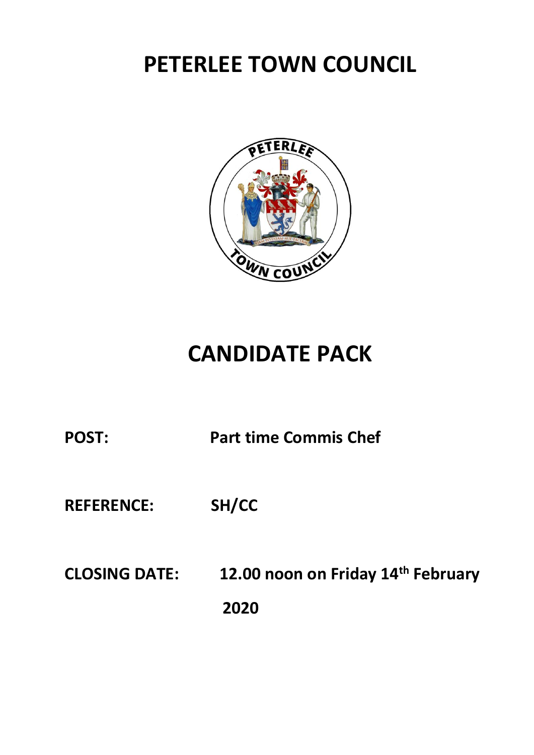# PETERLEE TOWN COUNCIL

# CANDIDATE PACK

**POST:** Part time Commis Chef

**REFERENCE:** SH/CC

**CLOSING DATE:** 12.00 noon on Friday 14th February 2020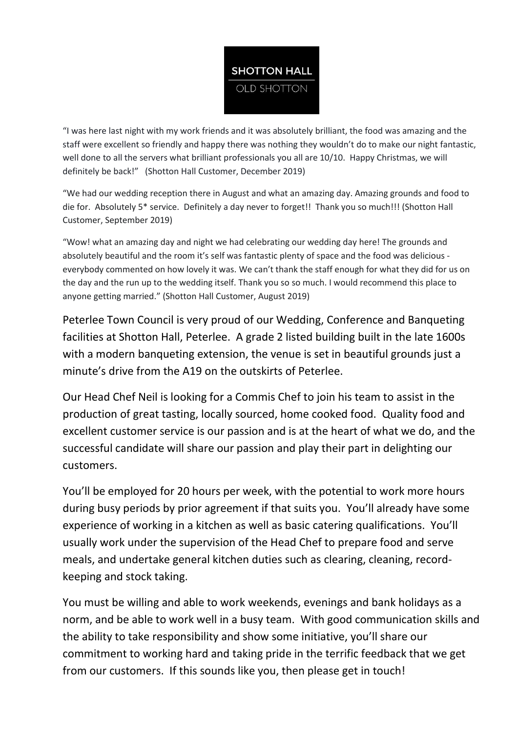**SHOTTON HALL**

OLD SHOTTON

"I was here last night with my work friends and it was absolutely brilliant, the food was amazing and the staff were excellent so friendly and happy there was nothing they wouldn't do to make our night fantastic, well done to all the servers what brilliant professionals you all are 10/10. Happy Christmas, we will definitely be back!" (Shotton Hall Customer, December 2019)

"We had our wedding reception there in August and what an amazing day. Amazing grounds and food to die for. Absolutely 5* service. Definitely a day never to forget!! Thank you so much!!! (Shotton Hall Customer, September 2019)

"Wow! what an amazing day and night we had celebrating our wedding day here! The grounds and absolutely beautiful and the room it's self was fantastic plenty of space and the food was delicious - everybody commented on how lovely it was. We can't thank the staff enough for what they did for us on the day and the run up to the wedding itself. Thank you so so much. I would recommend this place to anyone getting married." (Shotton Hall Customer, August 2019)

Peterlee Town Council is very proud of our Wedding, Conference and Banqueting facilities at Shotton Hall, Peterlee. A grade 2 listed building built in the late 1600s with a modern banqueting extension, the venue is set in beautiful grounds just a minute's drive from the A19 on the outskirts of Peterlee.

Our Head Chef Neil is looking for a Commis Chef to join his team to assist in the production of great tasting, locally sourced, home cooked food. Quality food and excellent customer service is our passion and is at the heart of what we do, and the successful candidate will share our passion and play their part in delighting our customers.

You'll be employed for 20 hours per week, with the potential to work more hours during busy periods by prior agreement if that suits you. You'll already have some experience of working in a kitchen as well as basic catering qualifications. You'll usually work under the supervision of the Head Chef to prepare food and serve meals, and undertake general kitchen duties such as clearing, cleaning, record-keeping and stock taking.

You must be willing and able to work weekends, evenings and bank holidays as a norm, and be able to work well in a busy team. With good communication skills and the ability to take responsibility and show some initiative, you'll share our commitment to working hard and taking pride in the terrific feedback that we get from our customers. If this sounds like you, then please get in touch!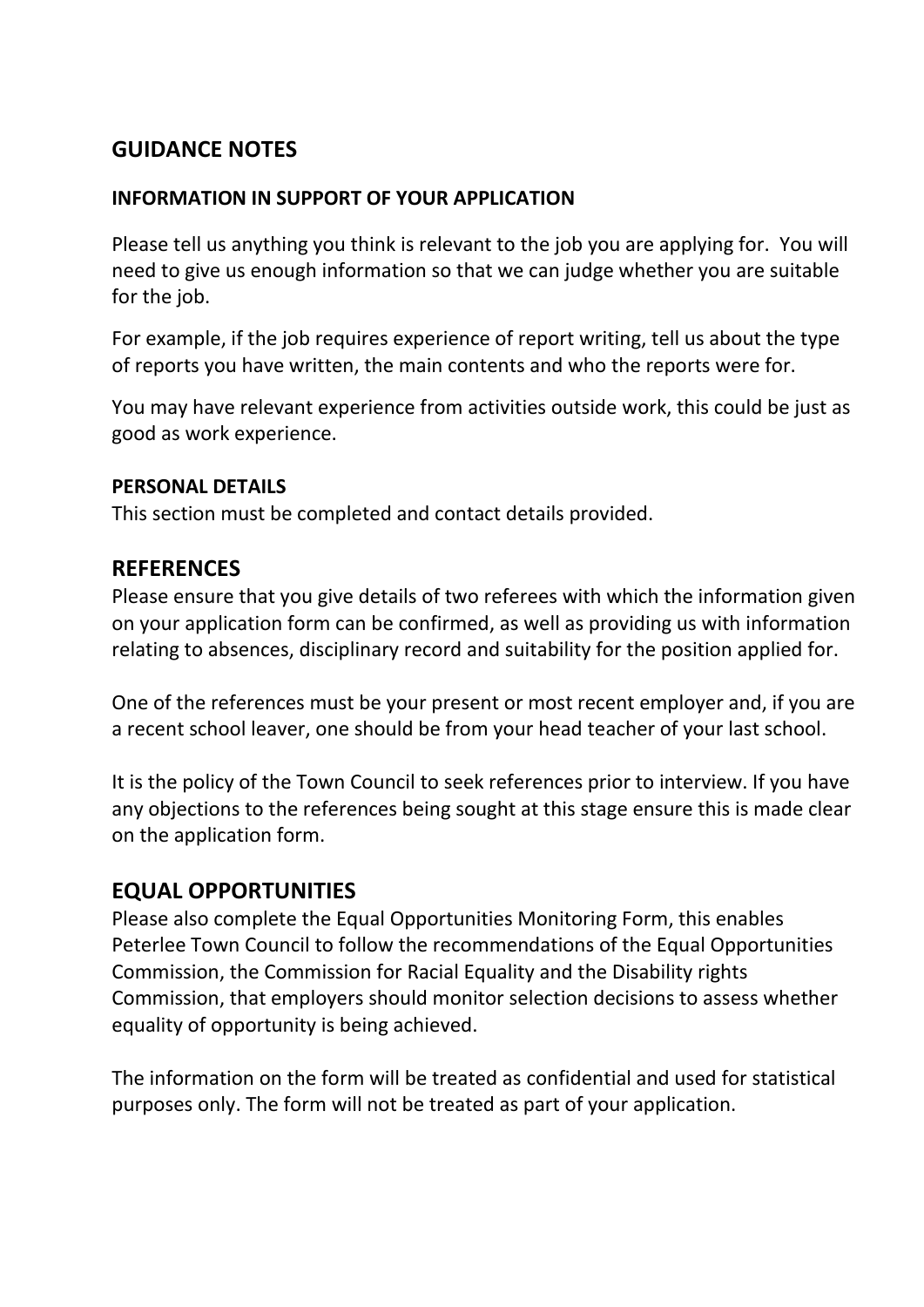## GUIDANCE NOTES

### INFORMATION IN SUPPORT OF YOUR APPLICATION

Please tell us anything you think is relevant to the job you are applying for. You will need to give us enough information so that we can judge whether you are suitable for the job.

For example, if the job requires experience of report writing, tell us about the type of reports you have written, the main contents and who the reports were for.

You may have relevant experience from activities outside work, this could be just as good as work experience.

### PERSONAL DETAILS

This section must be completed and contact details provided.

## REFERENCES

Please ensure that you give details of two referees with which the information given on your application form can be confirmed, as well as providing us with information relating to absences, disciplinary record and suitability for the position applied for.

One of the references must be your present or most recent employer and, if you are a recent school leaver, one should be from your head teacher of your last school.

It is the policy of the Town Council to seek references prior to interview. If you have any objections to the references being sought at this stage ensure this is made clear on the application form.

## EQUAL OPPORTUNITIES

Please also complete the Equal Opportunities Monitoring Form, this enables Peterlee Town Council to follow the recommendations of the Equal Opportunities Commission, the Commission for Racial Equality and the Disability rights Commission, that employers should monitor selection decisions to assess whether equality of opportunity is being achieved.

The information on the form will be treated as confidential and used for statistical purposes only. The form will not be treated as part of your application.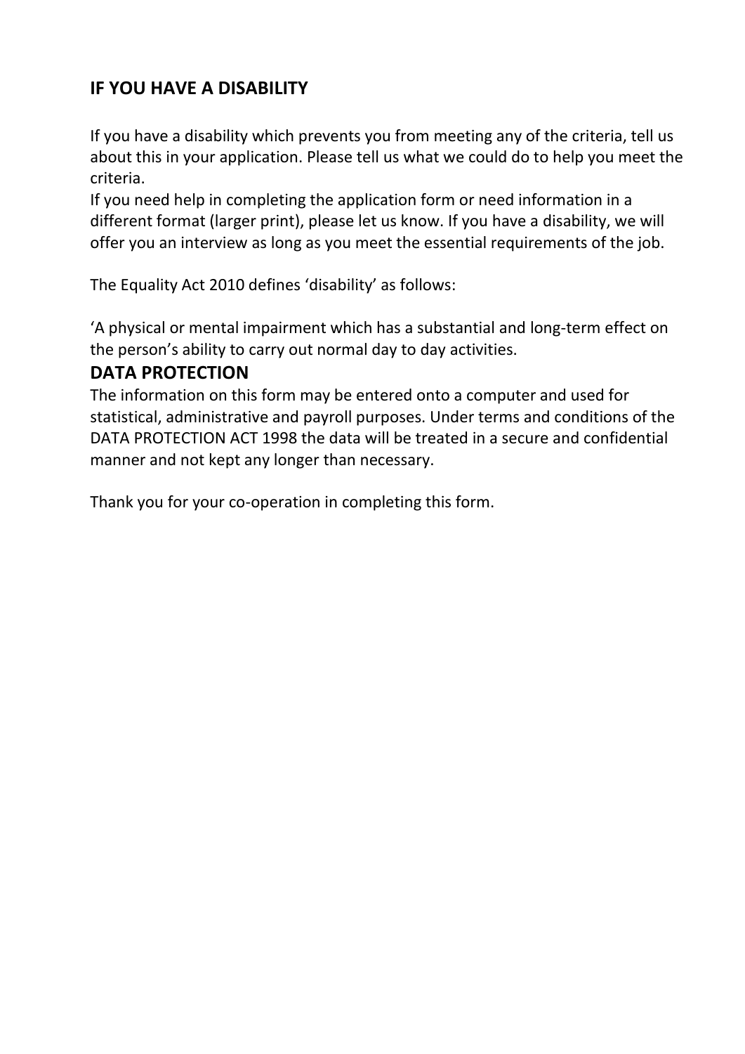## IF YOU HAVE A DISABILITY

If you have a disability which prevents you from meeting any of the criteria, tell us about this in your application. Please tell us what we could do to help you meet the criteria.
If you need help in completing the application form or need information in a different format (larger print), please let us know. If you have a disability, we will offer you an interview as long as you meet the essential requirements of the job.

The Equality Act 2010 defines 'disability' as follows:

'A physical or mental impairment which has a substantial and long-term effect on the person's ability to carry out normal day to day activities.

## DATA PROTECTION

The information on this form may be entered onto a computer and used for statistical, administrative and payroll purposes. Under terms and conditions of the DATA PROTECTION ACT 1998 the data will be treated in a secure and confidential manner and not kept any longer than necessary.

Thank you for your co-operation in completing this form.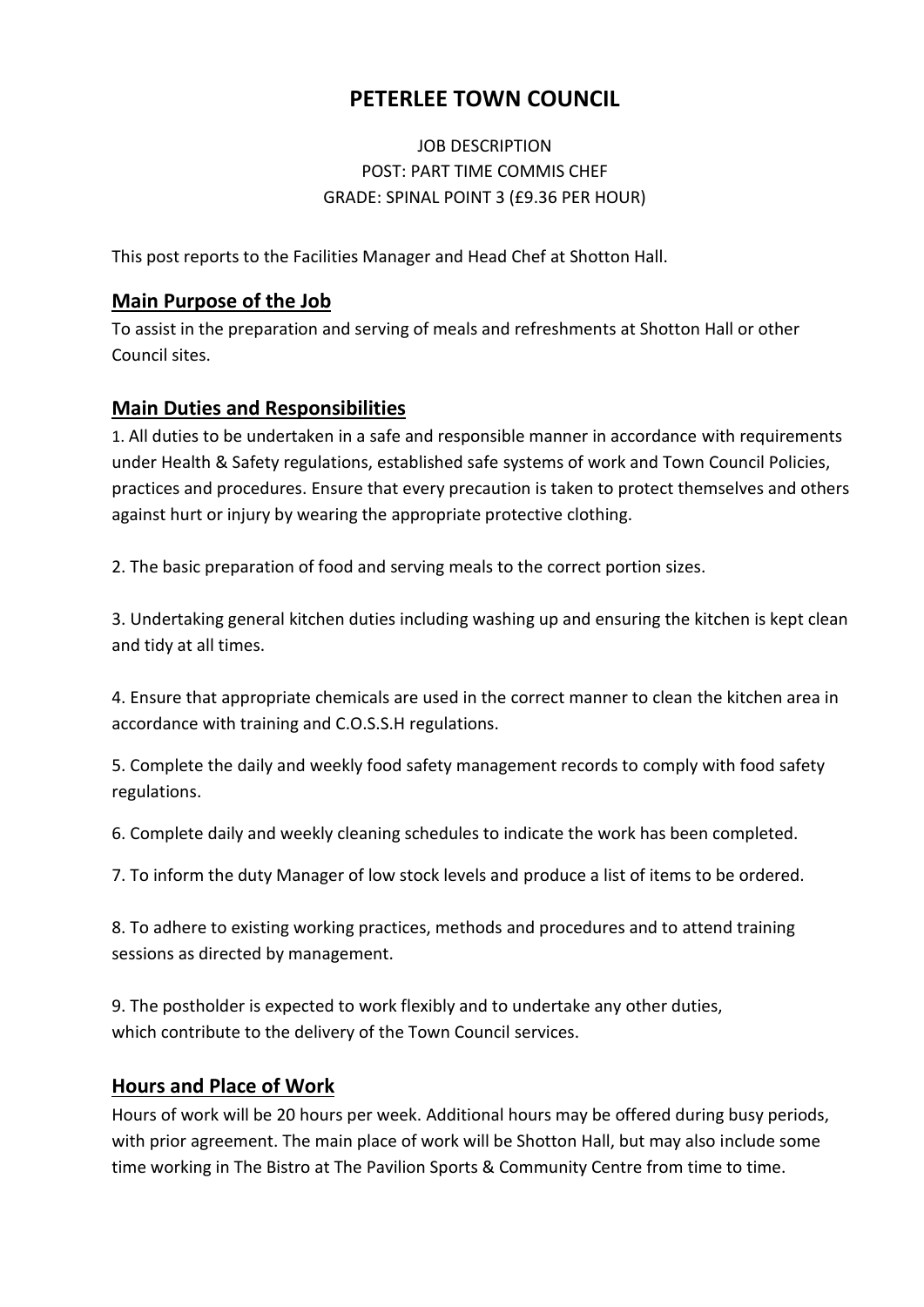# PETERLEE TOWN COUNCIL

JOB DESCRIPTION
POST: PART TIME COMMIS CHEF
GRADE: SPINAL POINT 3 (£9.36 PER HOUR)

This post reports to the Facilities Manager and Head Chef at Shotton Hall.

## Main Purpose of the Job

To assist in the preparation and serving of meals and refreshments at Shotton Hall or other Council sites.

## Main Duties and Responsibilities

1. All duties to be undertaken in a safe and responsible manner in accordance with requirements under Health & Safety regulations, established safe systems of work and Town Council Policies, practices and procedures. Ensure that every precaution is taken to protect themselves and others against hurt or injury by wearing the appropriate protective clothing.

2. The basic preparation of food and serving meals to the correct portion sizes.

3. Undertaking general kitchen duties including washing up and ensuring the kitchen is kept clean and tidy at all times.

4. Ensure that appropriate chemicals are used in the correct manner to clean the kitchen area in accordance with training and C.O.S.S.H regulations.

5. Complete the daily and weekly food safety management records to comply with food safety regulations.

6. Complete daily and weekly cleaning schedules to indicate the work has been completed.

7. To inform the duty Manager of low stock levels and produce a list of items to be ordered.

8. To adhere to existing working practices, methods and procedures and to attend training sessions as directed by management.

9. The postholder is expected to work flexibly and to undertake any other duties, which contribute to the delivery of the Town Council services.

## Hours and Place of Work

Hours of work will be 20 hours per week. Additional hours may be offered during busy periods, with prior agreement. The main place of work will be Shotton Hall, but may also include some time working in The Bistro at The Pavilion Sports & Community Centre from time to time.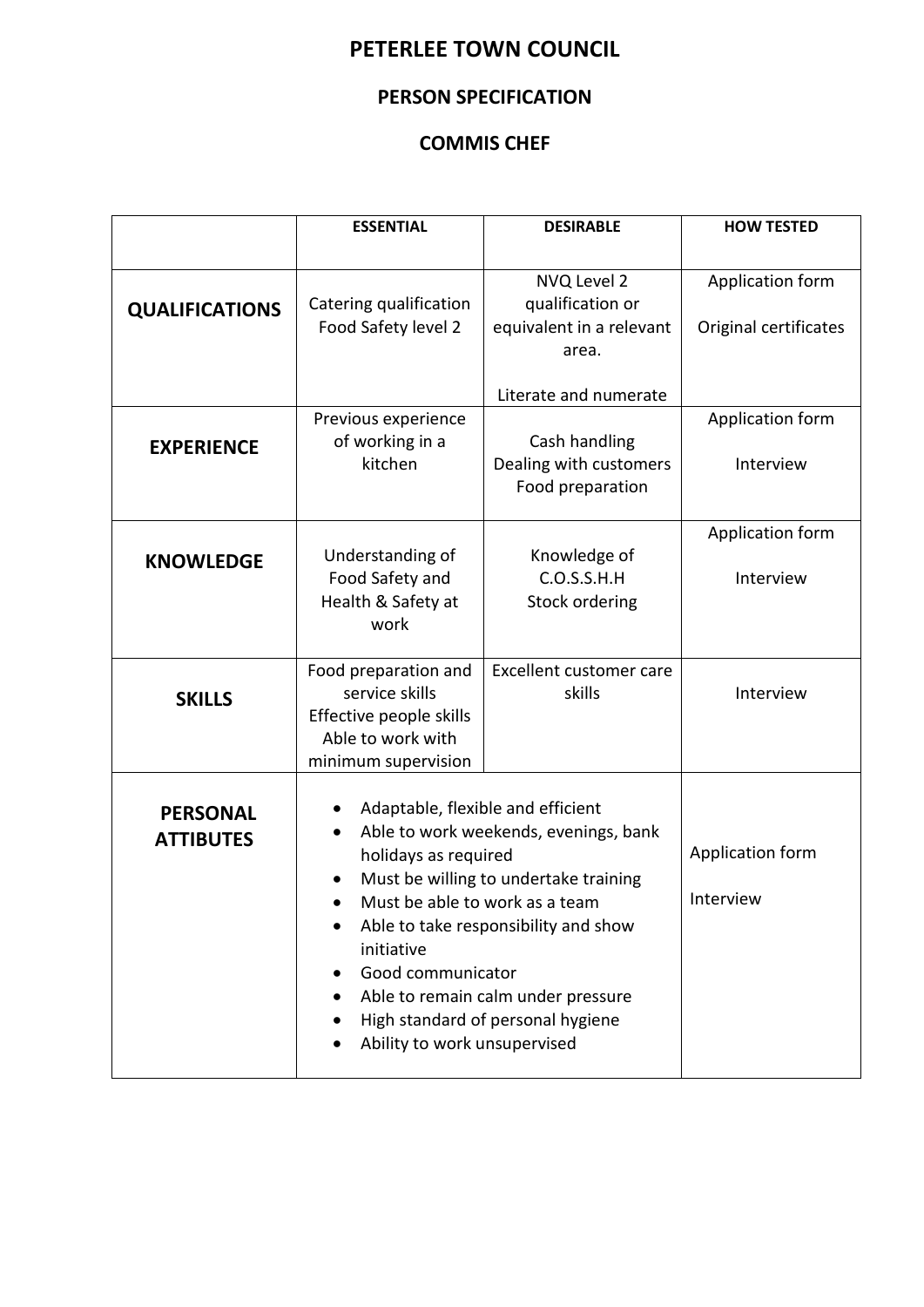# PETERLEE TOWN COUNCIL

## PERSON SPECIFICATION

## COMMIS CHEF

| | ESSENTIAL | DESIRABLE | HOW TESTED |
|---|---|---|---|
| **QUALIFICATIONS** | Catering qualification<br>Food Safety level 2 | NVQ Level 2 qualification or equivalent in a relevant area.<br><br>Literate and numerate | Application form<br><br>Original certificates |
| **EXPERIENCE** | Previous experience of working in a kitchen | Cash handling<br>Dealing with customers<br>Food preparation | Application form<br><br>Interview |
| **KNOWLEDGE** | Understanding of Food Safety and Health & Safety at work | Knowledge of C.O.S.S.H.H<br>Stock ordering | Application form<br><br>Interview |
| **SKILLS** | Food preparation and service skills<br>Effective people skills<br>Able to work with minimum supervision | Excellent customer care skills | Interview |
| **PERSONAL ATTIBUTES** | • Adaptable, flexible and efficient<br>• Able to work weekends, evenings, bank holidays as required<br>• Must be willing to undertake training<br>• Must be able to work as a team<br>• Able to take responsibility and show initiative<br>• Good communicator<br>• Able to remain calm under pressure<br>• High standard of personal hygiene<br>• Ability to work unsupervised | | Application form<br><br>Interview |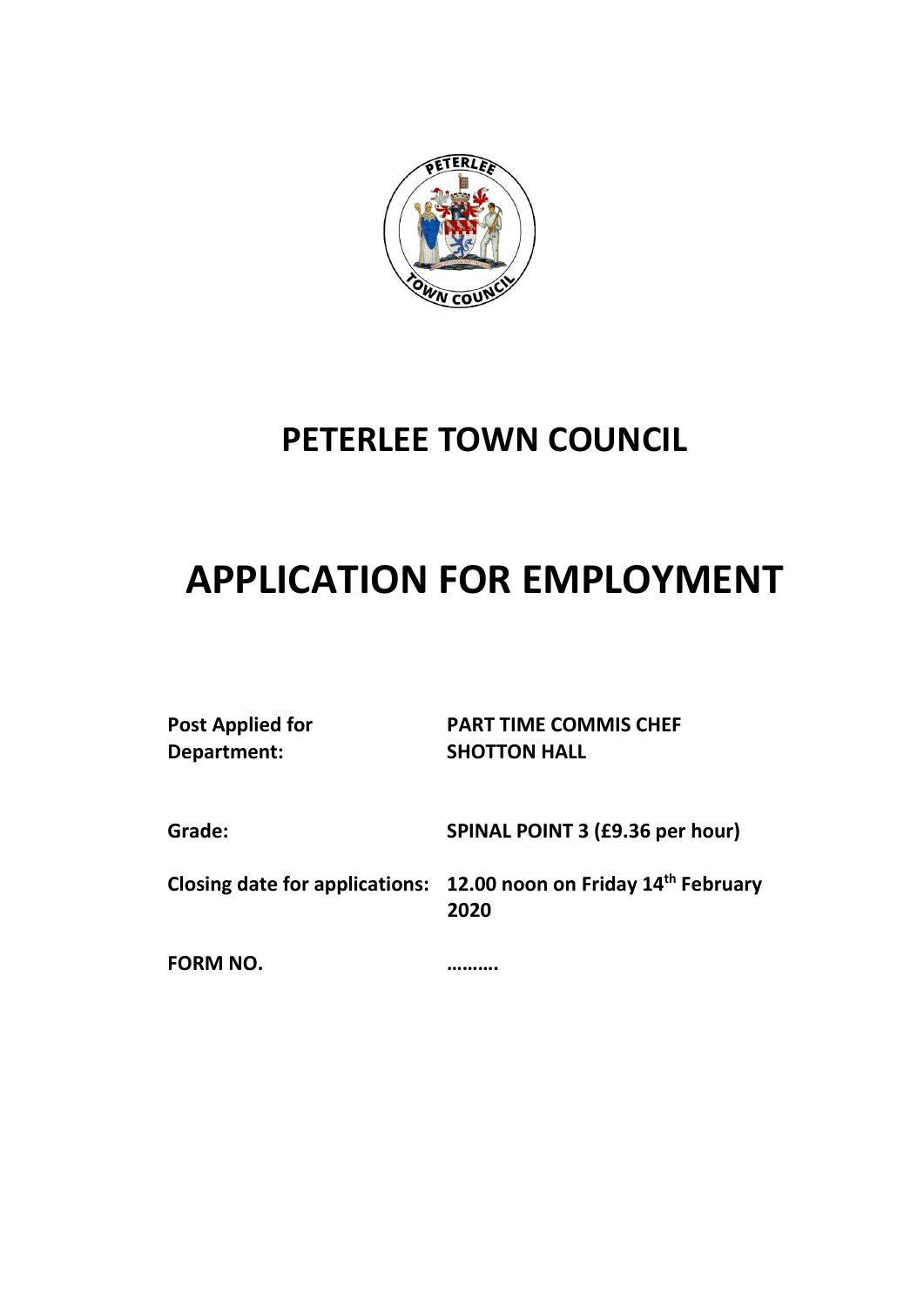# PETERLEE TOWN COUNCIL

# APPLICATION FOR EMPLOYMENT

| | |
|---|---|
| **Post Applied for** | **PART TIME COMMIS CHEF** |
| **Department:** | **SHOTTON HALL** |
| **Grade:** | **SPINAL POINT 3 (£9.36 per hour)** |
| **Closing date for applications:** | **12.00 noon on Friday 14th February 2020** |
| **FORM NO.** | **……….** |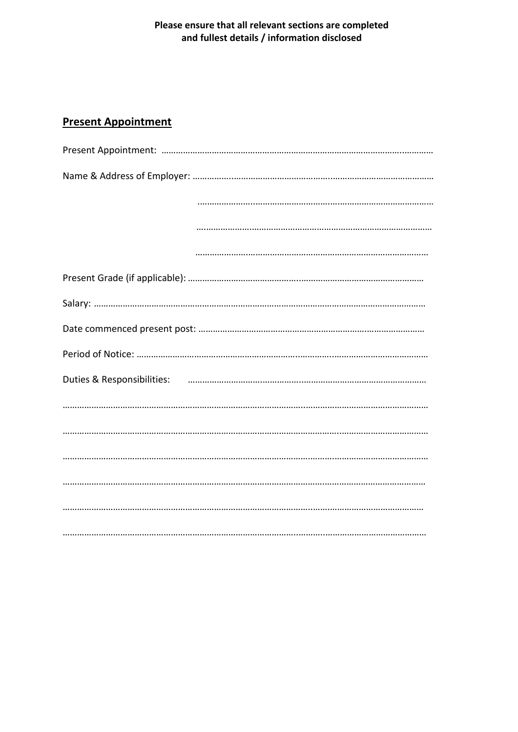**Please ensure that all relevant sections are completed and fullest details / information disclosed**

## Present Appointment

Present Appointment: ……………………………………………………………………………………………………

Name & Address of Employer: ……………………………………………………………………………………

……………………………………………………………………………………

……………………………………………………………………………………

……………………………………………………………………………………

Present Grade (if applicable): ………………………………………………………………………………………

Salary: ……………………………………………………………………………………………………………………

Date commenced present post: ………………………………………………………………………………

Period of Notice: ……………………………………………………………………………………………………

Duties & Responsibilities: ………………………………………………………………………………………

……………………………………………………………………………………………………………………………

……………………………………………………………………………………………………………………………

……………………………………………………………………………………………………………………………

……………………………………………………………………………………………………………………………

……………………………………………………………………………………………………………………………

……………………………………………………………………………………………………………………………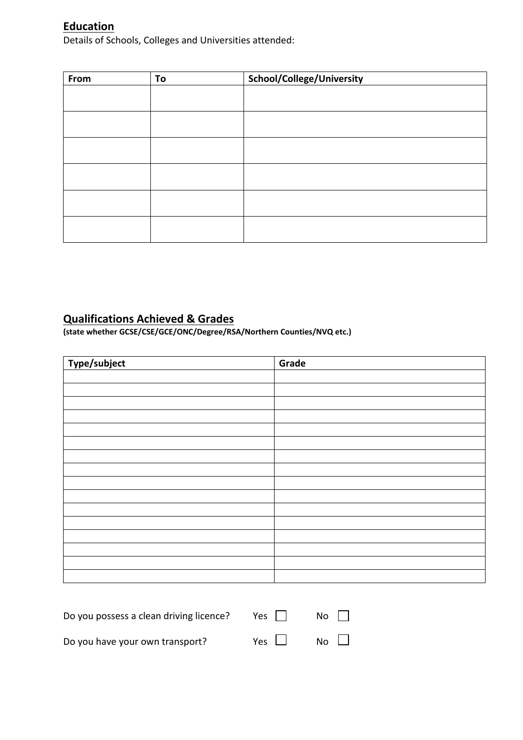## Education

Details of Schools, Colleges and Universities attended:

| From | To | School/College/University |
|---|---|---|
| | | |
| | | |
| | | |
| | | |
| | | |
| | | |

## Qualifications Achieved & Grades

**(state whether GCSE/CSE/GCE/ONC/Degree/RSA/Northern Counties/NVQ etc.)**

| Type/subject | Grade |
|---|---|
| | |
| | |
| | |
| | |
| | |
| | |
| | |
| | |
| | |
| | |
| | |
| | |
| | |
| | |
| | |
| | |

Do you possess a clean driving licence? Yes ☐ No ☐

Do you have your own transport? Yes ☐ No ☐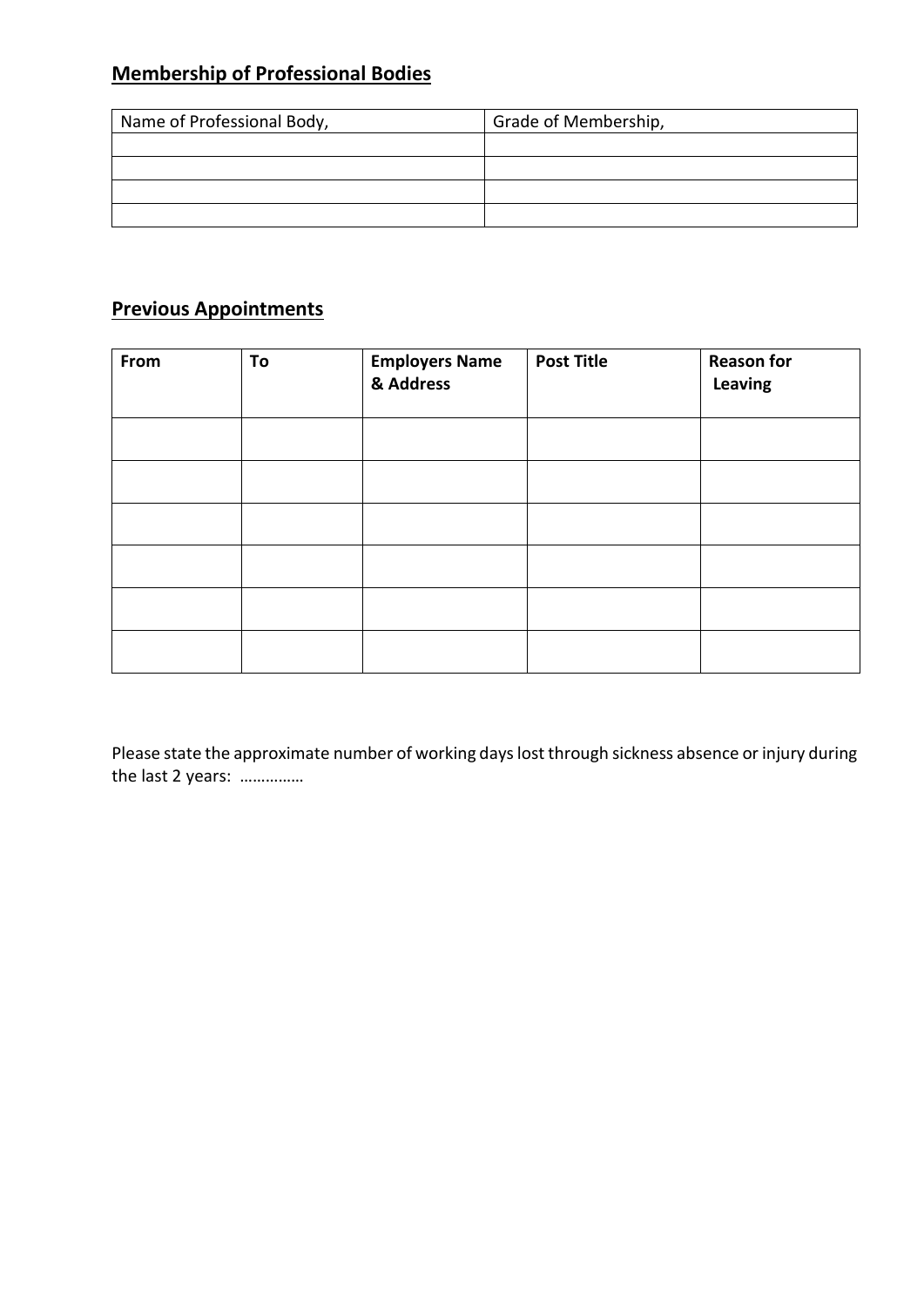## Membership of Professional Bodies

| Name of Professional Body, | Grade of Membership, |
|---|---|
| | |
| | |
| | |
| | |

## Previous Appointments

| From | To | Employers Name & Address | Post Title | Reason for Leaving |
|---|---|---|---|---|
| | | | | |
| | | | | |
| | | | | |
| | | | | |
| | | | | |
| | | | | |

Please state the approximate number of working days lost through sickness absence or injury during the last 2 years: ……………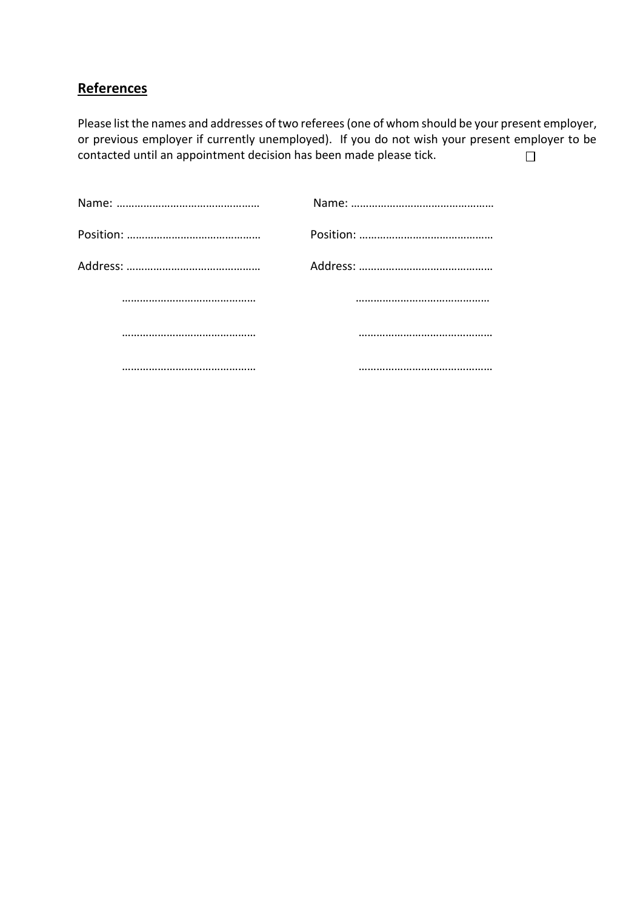## References

Please list the names and addresses of two referees (one of whom should be your present employer, or previous employer if currently unemployed). If you do not wish your present employer to be contacted until an appointment decision has been made please tick. ☐

| | |
|---|---|
| Name: ………………………………………… | Name: ………………………………………… |
| Position: ……………………………………… | Position: ……………………………………… |
| Address: ……………………………………… | Address: ……………………………………… |
| ……………………………………… | ……………………………………… |
| ……………………………………… | ……………………………………… |
| ……………………………………… | ……………………………………… |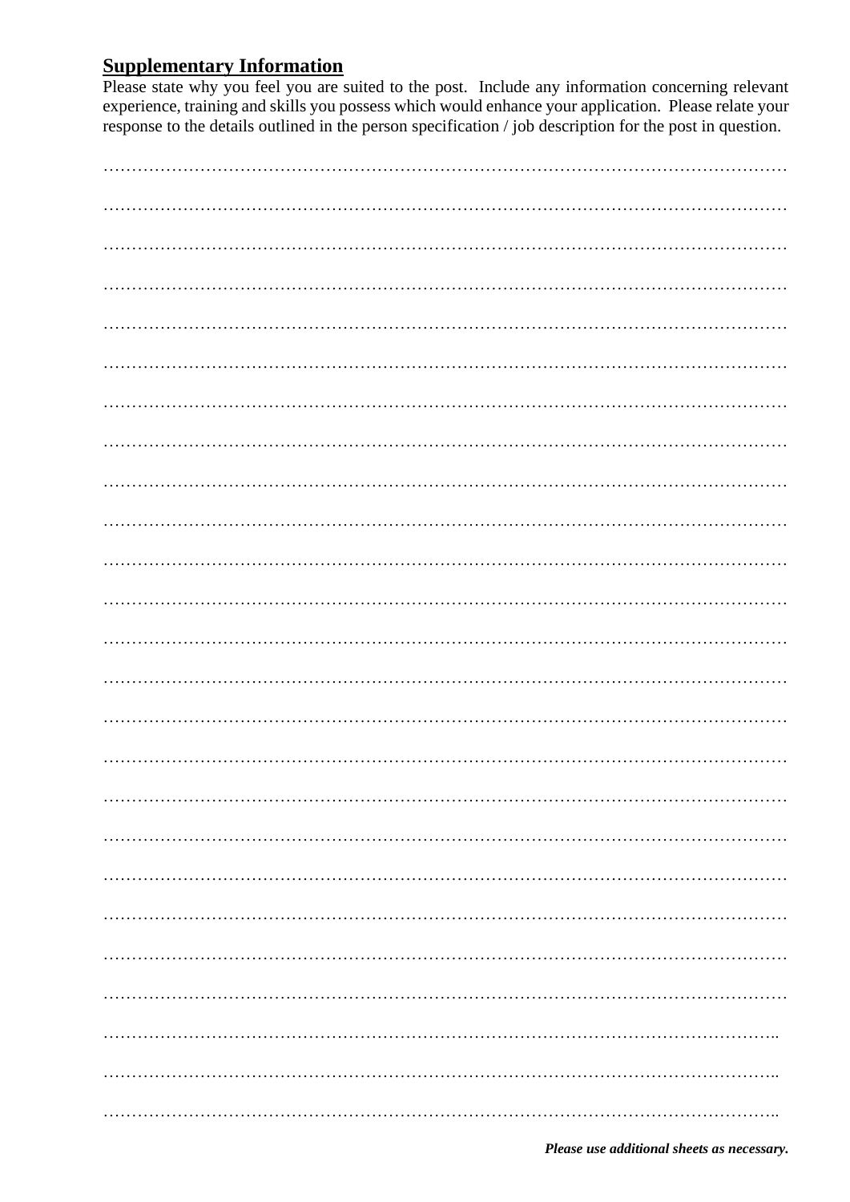## Supplementary Information

Please state why you feel you are suited to the post. Include any information concerning relevant experience, training and skills you possess which would enhance your application. Please relate your response to the details outlined in the person specification / job description for the post in question.

…………………………………………………………………………………………………………

…………………………………………………………………………………………………………

…………………………………………………………………………………………………………

…………………………………………………………………………………………………………

…………………………………………………………………………………………………………

…………………………………………………………………………………………………………

…………………………………………………………………………………………………………

…………………………………………………………………………………………………………

…………………………………………………………………………………………………………

…………………………………………………………………………………………………………

…………………………………………………………………………………………………………

…………………………………………………………………………………………………………

…………………………………………………………………………………………………………

…………………………………………………………………………………………………………

…………………………………………………………………………………………………………

…………………………………………………………………………………………………………

…………………………………………………………………………………………………………

…………………………………………………………………………………………………………

…………………………………………………………………………………………………………

…………………………………………………………………………………………………………

…………………………………………………………………………………………………………

…………………………………………………………………………………………………………

………………………………………………………………………………………………………..

………………………………………………………………………………………………………..

………………………………………………………………………………………………………..

***Please use additional sheets as necessary.***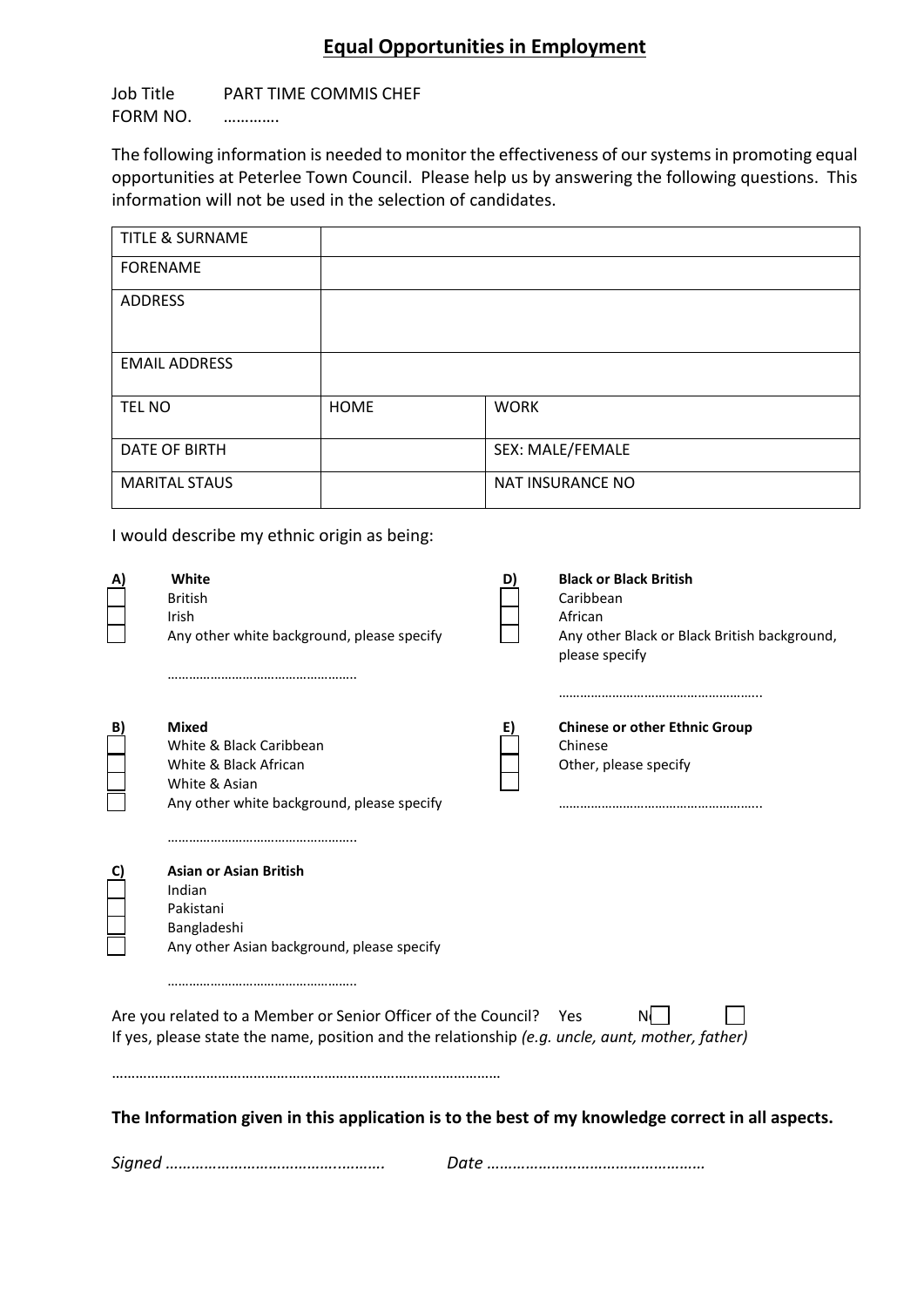# Equal Opportunities in Employment

Job Title PART TIME COMMIS CHEF
FORM NO. ………….

The following information is needed to monitor the effectiveness of our systems in promoting equal opportunities at Peterlee Town Council. Please help us by answering the following questions. This information will not be used in the selection of candidates.

| TITLE & SURNAME | | |
|---|---|---|
| FORENAME | | |
| ADDRESS | | |
| EMAIL ADDRESS | | |
| TEL NO | HOME | WORK |
| DATE OF BIRTH | | SEX: MALE/FEMALE |
| MARITAL STAUS | | NAT INSURANCE NO |

I would describe my ethnic origin as being:

**A) White**
- ☐ British
- ☐ Irish
- ☐ Any other white background, please specify

……………………………………………

**B) Mixed**
- ☐ White & Black Caribbean
- ☐ White & Black African
- ☐ White & Asian
- ☐ Any other white background, please specify

……………………………………………..

**C) Asian or Asian British**
- ☐ Indian
- ☐ Pakistani
- ☐ Bangladeshi
- ☐ Any other Asian background, please specify

……………………………………………

**D) Black or Black British**
- ☐ Caribbean
- ☐ African
- ☐ Any other Black or Black British background, please specify

………………………………………………..

**E) Chinese or other Ethnic Group**
- ☐ Chinese
- ☐ Other, please specify

………………………………………………..

Are you related to a Member or Senior Officer of the Council? Yes ☐ No ☐
If yes, please state the name, position and the relationship *(e.g. uncle, aunt, mother, father)*

……………………………………………………………………………………

**The Information given in this application is to the best of my knowledge correct in all aspects.**

*Signed …………………………………..……….* *Date ……………………………………………*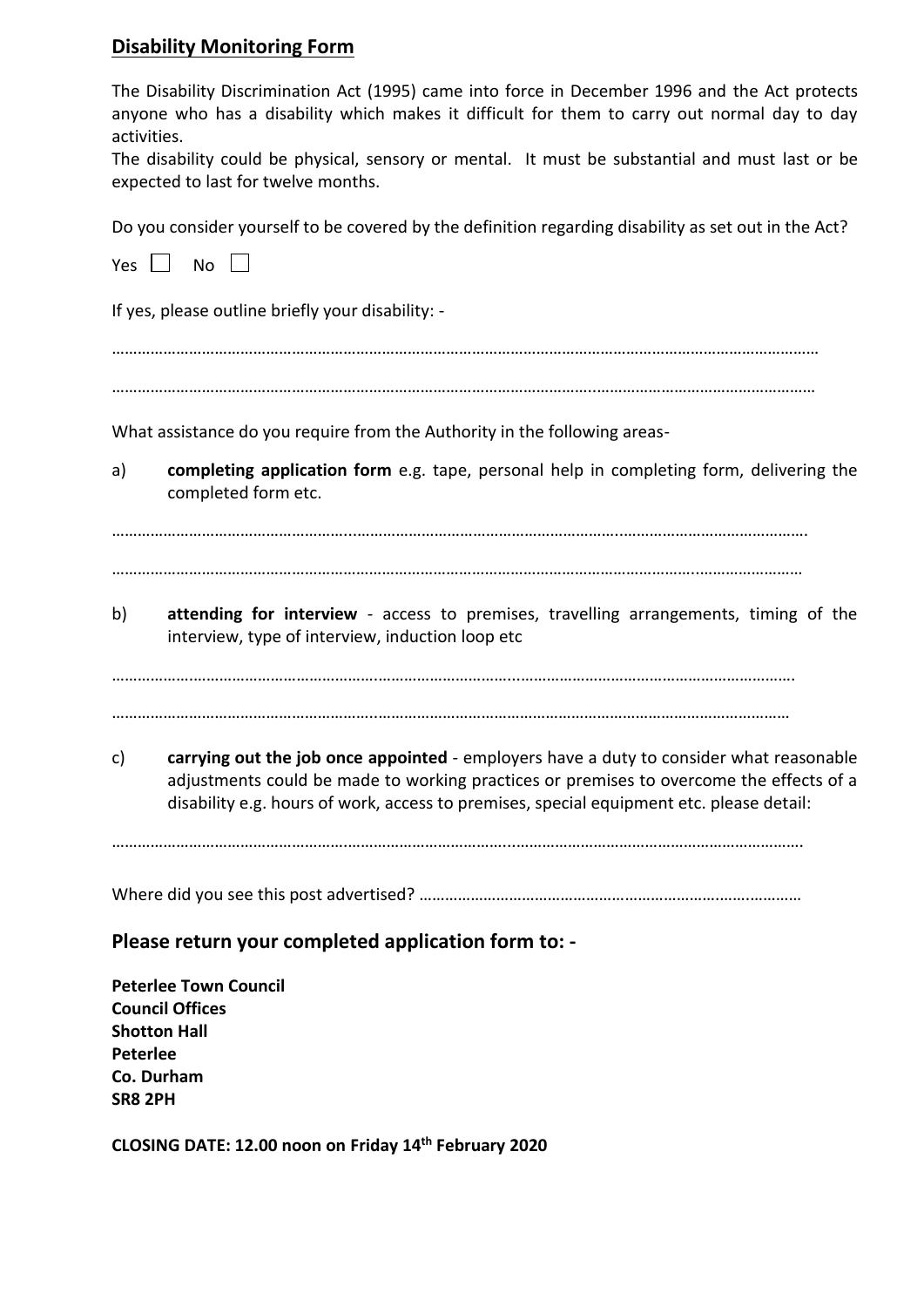## Disability Monitoring Form

The Disability Discrimination Act (1995) came into force in December 1996 and the Act protects anyone who has a disability which makes it difficult for them to carry out normal day to day activities.

The disability could be physical, sensory or mental. It must be substantial and must last or be expected to last for twelve months.

Do you consider yourself to be covered by the definition regarding disability as set out in the Act?

Yes ☐ No ☐

If yes, please outline briefly your disability: -

……………………………………………………………………………………………………………………………………………

……………………………………………………………………………………………………………………………………………

What assistance do you require from the Authority in the following areas-

a) **completing application form** e.g. tape, personal help in completing form, delivering the completed form etc.

……………………………………………………………………………………………………………………………………………

……………………………………………………………………………………………………………………………………………

b) **attending for interview** - access to premises, travelling arrangements, timing of the interview, type of interview, induction loop etc

……………………………………………………………………………………………………………………………………………

……………………………………………………………………………………………………………………………………………

c) **carrying out the job once appointed** - employers have a duty to consider what reasonable adjustments could be made to working practices or premises to overcome the effects of a disability e.g. hours of work, access to premises, special equipment etc. please detail:

……………………………………………………………………………………………………………………………………………

Where did you see this post advertised? ……………………………………………………………………………

### Please return your completed application form to: -

**Peterlee Town Council**
**Council Offices**
**Shotton Hall**
**Peterlee**
**Co. Durham**
**SR8 2PH**

**CLOSING DATE: 12.00 noon on Friday 14th February 2020**